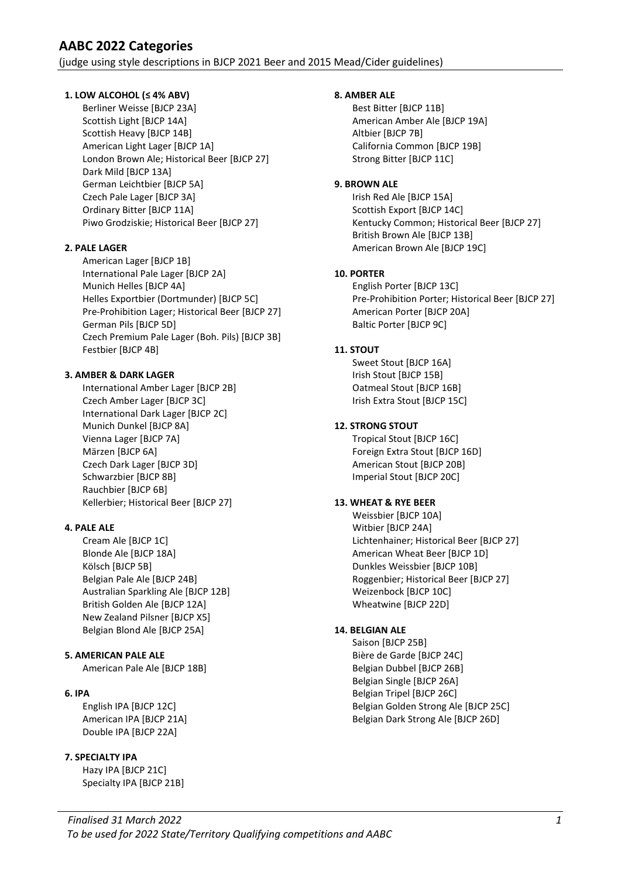# AABC 2022 Categories

(judge using style descriptions in BJCP 2021 Beer and 2015 Mead/Cider guidelines)

**1. LOW ALCOHOL (≤ 4% ABV)**

- Berliner Weisse [BJCP 23A]
- Scottish Light [BJCP 14A]
- Scottish Heavy [BJCP 14B]
- American Light Lager [BJCP 1A]
- London Brown Ale; Historical Beer [BJCP 27]
- Dark Mild [BJCP 13A]
- German Leichtbier [BJCP 5A]
- Czech Pale Lager [BJCP 3A]
- Ordinary Bitter [BJCP 11A]
- Piwo Grodziskie; Historical Beer [BJCP 27]

**2. PALE LAGER**

- American Lager [BJCP 1B]
- International Pale Lager [BJCP 2A]
- Munich Helles [BJCP 4A]
- Helles Exportbier (Dortmunder) [BJCP 5C]
- Pre-Prohibition Lager; Historical Beer [BJCP 27]
- German Pils [BJCP 5D]
- Czech Premium Pale Lager (Boh. Pils) [BJCP 3B]
- Festbier [BJCP 4B]

**3. AMBER & DARK LAGER**

- International Amber Lager [BJCP 2B]
- Czech Amber Lager [BJCP 3C]
- International Dark Lager [BJCP 2C]
- Munich Dunkel [BJCP 8A]
- Vienna Lager [BJCP 7A]
- Märzen [BJCP 6A]
- Czech Dark Lager [BJCP 3D]
- Schwarzbier [BJCP 8B]
- Rauchbier [BJCP 6B]
- Kellerbier; Historical Beer [BJCP 27]

**4. PALE ALE**

- Cream Ale [BJCP 1C]
- Blonde Ale [BJCP 18A]
- Kölsch [BJCP 5B]
- Belgian Pale Ale [BJCP 24B]
- Australian Sparkling Ale [BJCP 12B]
- British Golden Ale [BJCP 12A]
- New Zealand Pilsner [BJCP X5]
- Belgian Blond Ale [BJCP 25A]

**5. AMERICAN PALE ALE**

- American Pale Ale [BJCP 18B]

**6. IPA**

- English IPA [BJCP 12C]
- American IPA [BJCP 21A]
- Double IPA [BJCP 22A]

**7. SPECIALTY IPA**

- Hazy IPA [BJCP 21C]
- Specialty IPA [BJCP 21B]

**8. AMBER ALE**

- Best Bitter [BJCP 11B]
- American Amber Ale [BJCP 19A]
- Altbier [BJCP 7B]
- California Common [BJCP 19B]
- Strong Bitter [BJCP 11C]

**9. BROWN ALE**

- Irish Red Ale [BJCP 15A]
- Scottish Export [BJCP 14C]
- Kentucky Common; Historical Beer [BJCP 27]
- British Brown Ale [BJCP 13B]
- American Brown Ale [BJCP 19C]

**10. PORTER**

- English Porter [BJCP 13C]
- Pre-Prohibition Porter; Historical Beer [BJCP 27]
- American Porter [BJCP 20A]
- Baltic Porter [BJCP 9C]

**11. STOUT**

- Sweet Stout [BJCP 16A]
- Irish Stout [BJCP 15B]
- Oatmeal Stout [BJCP 16B]
- Irish Extra Stout [BJCP 15C]

**12. STRONG STOUT**

- Tropical Stout [BJCP 16C]
- Foreign Extra Stout [BJCP 16D]
- American Stout [BJCP 20B]
- Imperial Stout [BJCP 20C]

**13. WHEAT & RYE BEER**

- Weissbier [BJCP 10A]
- Witbier [BJCP 24A]
- Lichtenhainer; Historical Beer [BJCP 27]
- American Wheat Beer [BJCP 1D]
- Dunkles Weissbier [BJCP 10B]
- Roggenbier; Historical Beer [BJCP 27]
- Weizenbock [BJCP 10C]
- Wheatwine [BJCP 22D]

**14. BELGIAN ALE**

- Saison [BJCP 25B]
- Bière de Garde [BJCP 24C]
- Belgian Dubbel [BJCP 26B]
- Belgian Single [BJCP 26A]
- Belgian Tripel [BJCP 26C]
- Belgian Golden Strong Ale [BJCP 25C]
- Belgian Dark Strong Ale [BJCP 26D]

*Finalised 31 March 2022*
*To be used for 2022 State/Territory Qualifying competitions and AABC*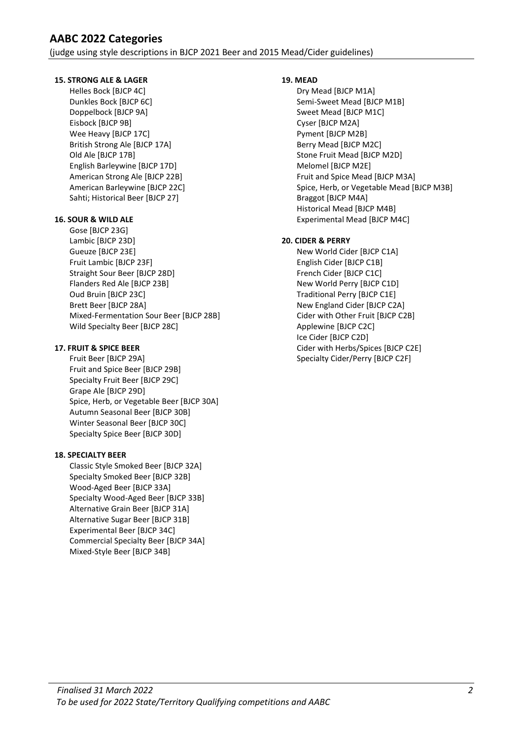## AABC 2022 Categories

(judge using style descriptions in BJCP 2021 Beer and 2015 Mead/Cider guidelines)

**15. STRONG ALE & LAGER**

Helles Bock [BJCP 4C]
Dunkles Bock [BJCP 6C]
Doppelbock [BJCP 9A]
Eisbock [BJCP 9B]
Wee Heavy [BJCP 17C]
British Strong Ale [BJCP 17A]
Old Ale [BJCP 17B]
English Barleywine [BJCP 17D]
American Strong Ale [BJCP 22B]
American Barleywine [BJCP 22C]
Sahti; Historical Beer [BJCP 27]

**16. SOUR & WILD ALE**

Gose [BJCP 23G]
Lambic [BJCP 23D]
Gueuze [BJCP 23E]
Fruit Lambic [BJCP 23F]
Straight Sour Beer [BJCP 28D]
Flanders Red Ale [BJCP 23B]
Oud Bruin [BJCP 23C]
Brett Beer [BJCP 28A]
Mixed-Fermentation Sour Beer [BJCP 28B]
Wild Specialty Beer [BJCP 28C]

**17. FRUIT & SPICE BEER**

Fruit Beer [BJCP 29A]
Fruit and Spice Beer [BJCP 29B]
Specialty Fruit Beer [BJCP 29C]
Grape Ale [BJCP 29D]
Spice, Herb, or Vegetable Beer [BJCP 30A]
Autumn Seasonal Beer [BJCP 30B]
Winter Seasonal Beer [BJCP 30C]
Specialty Spice Beer [BJCP 30D]

**18. SPECIALTY BEER**

Classic Style Smoked Beer [BJCP 32A]
Specialty Smoked Beer [BJCP 32B]
Wood-Aged Beer [BJCP 33A]
Specialty Wood-Aged Beer [BJCP 33B]
Alternative Grain Beer [BJCP 31A]
Alternative Sugar Beer [BJCP 31B]
Experimental Beer [BJCP 34C]
Commercial Specialty Beer [BJCP 34A]
Mixed-Style Beer [BJCP 34B]

**19. MEAD**

Dry Mead [BJCP M1A]
Semi-Sweet Mead [BJCP M1B]
Sweet Mead [BJCP M1C]
Cyser [BJCP M2A]
Pyment [BJCP M2B]
Berry Mead [BJCP M2C]
Stone Fruit Mead [BJCP M2D]
Melomel [BJCP M2E]
Fruit and Spice Mead [BJCP M3A]
Spice, Herb, or Vegetable Mead [BJCP M3B]
Braggot [BJCP M4A]
Historical Mead [BJCP M4B]
Experimental Mead [BJCP M4C]

**20. CIDER & PERRY**

New World Cider [BJCP C1A]
English Cider [BJCP C1B]
French Cider [BJCP C1C]
New World Perry [BJCP C1D]
Traditional Perry [BJCP C1E]
New England Cider [BJCP C2A]
Cider with Other Fruit [BJCP C2B]
Applewine [BJCP C2C]
Ice Cider [BJCP C2D]
Cider with Herbs/Spices [BJCP C2E]
Specialty Cider/Perry [BJCP C2F]

*Finalised 31 March 2022*
*To be used for 2022 State/Territory Qualifying competitions and AABC*